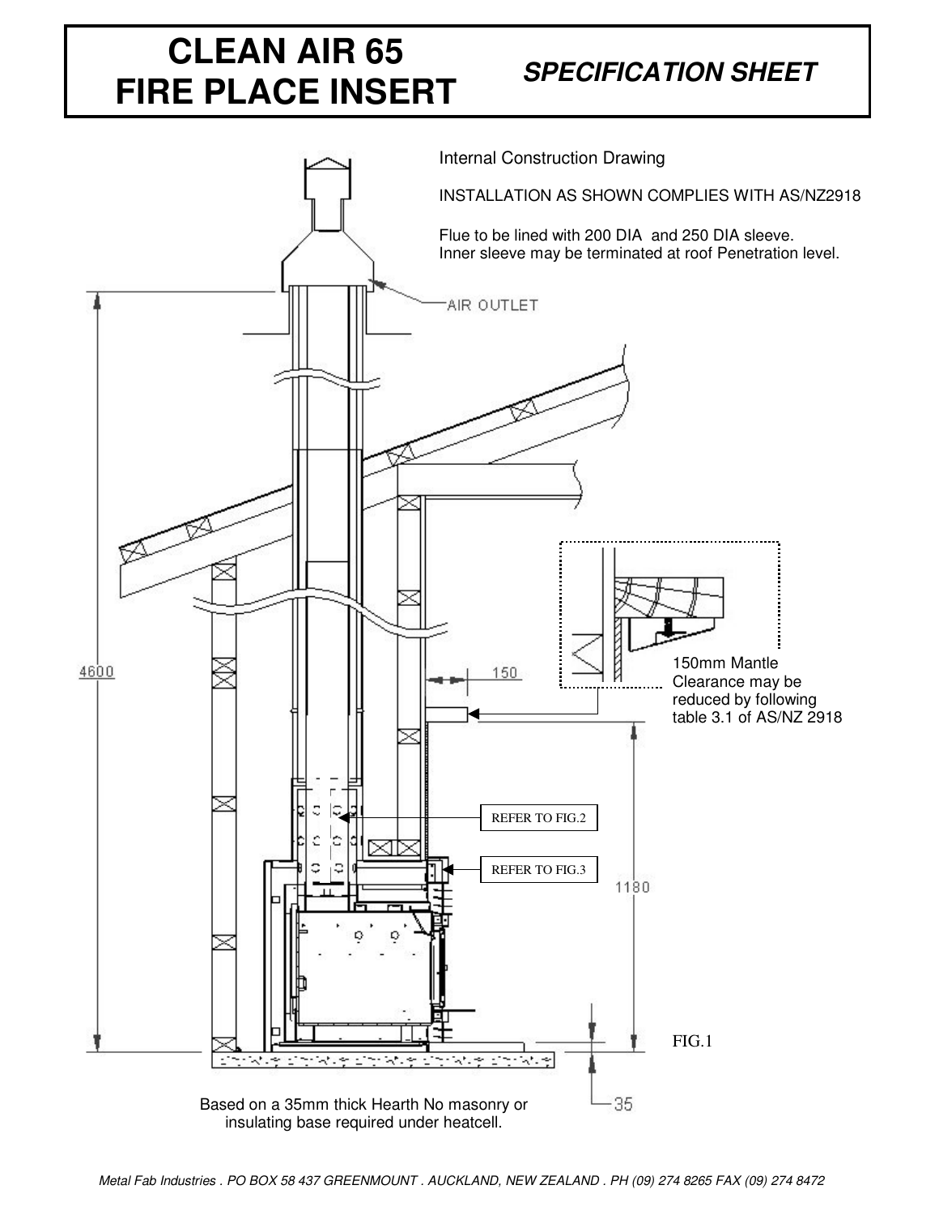# CLEAN AIR 65 FIRE PLACE INSERT

## *SPECIFICATION SHEET*

Internal Construction Drawing

INSTALLATION AS SHOWN COMPLIES WITH AS/NZ2918

Flue to be lined with 200 DIA and 250 DIA sleeve.
Inner sleeve may be terminated at roof Penetration level.

AIR OUTLET

4600

150

150mm Mantle Clearance may be reduced by following table 3.1 of AS/NZ 2918

REFER TO FIG.2

REFER TO FIG.3

1180

FIG.1

35

Based on a 35mm thick Hearth No masonry or insulating base required under heatcell.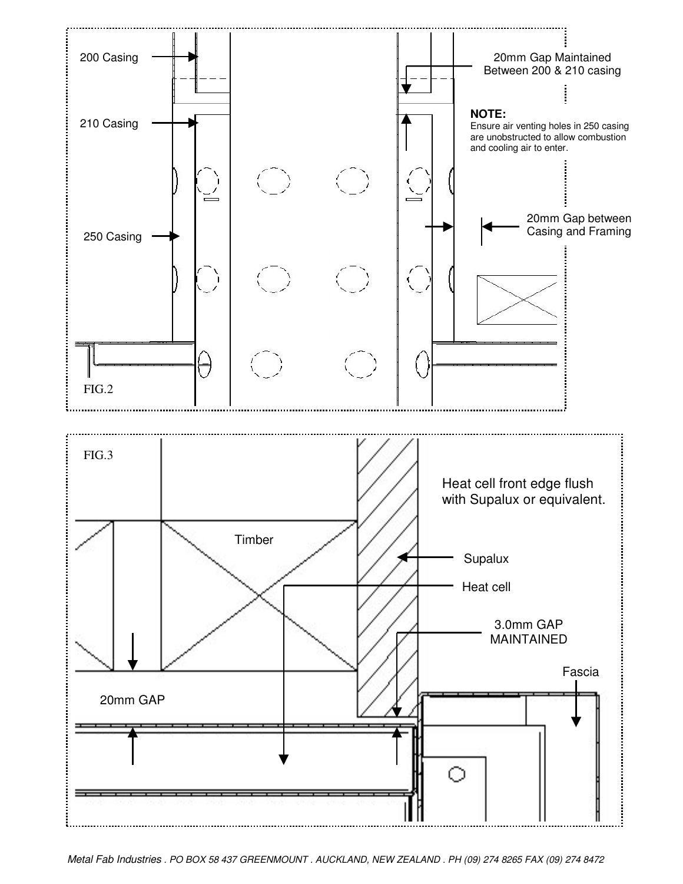200 Casing

210 Casing

250 Casing

20mm Gap Maintained Between 200 & 210 casing

**NOTE:**
Ensure air venting holes in 250 casing are unobstructed to allow combustion and cooling air to enter.

20mm Gap between Casing and Framing

FIG.2

FIG.3

Heat cell front edge flush with Supalux or equivalent.

Timber

Supalux

Heat cell

3.0mm GAP MAINTAINED

Fascia

20mm GAP

*Metal Fab Industries . PO BOX 58 437 GREENMOUNT . AUCKLAND, NEW ZEALAND . PH (09) 274 8265 FAX (09) 274 8472*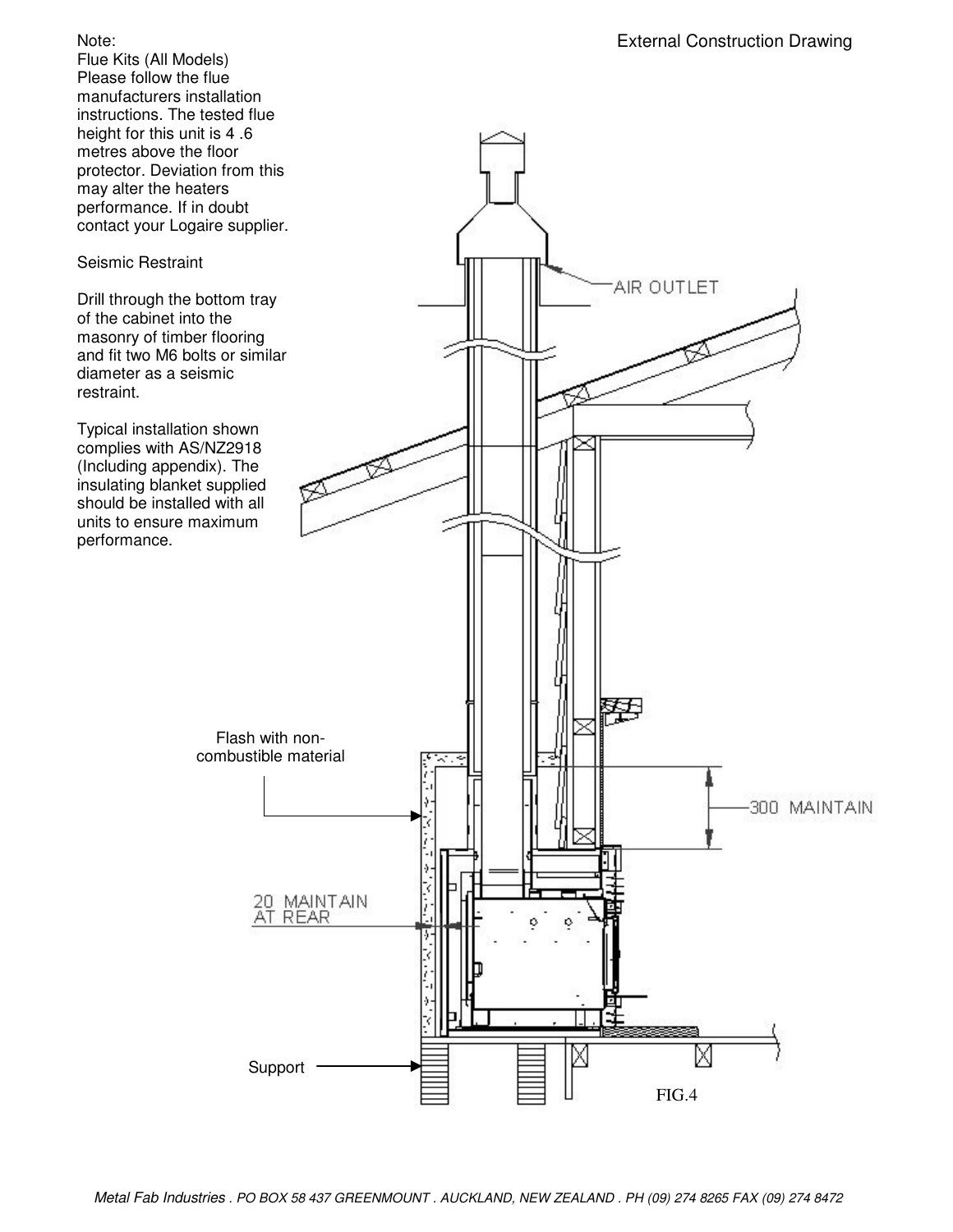# External Construction Drawing

Note:
Flue Kits (All Models)
Please follow the flue manufacturers installation instructions. The tested flue height for this unit is 4 .6 metres above the floor protector. Deviation from this may alter the heaters performance. If in doubt contact your Logaire supplier.

Seismic Restraint

Drill through the bottom tray of the cabinet into the masonry of timber flooring and fit two M6 bolts or similar diameter as a seismic restraint.

Typical installation shown complies with AS/NZ2918 (Including appendix). The insulating blanket supplied should be installed with all units to ensure maximum performance.

AIR OUTLET

Flash with non-combustible material

300 MAINTAIN

20 MAINTAIN AT REAR

Support

FIG.4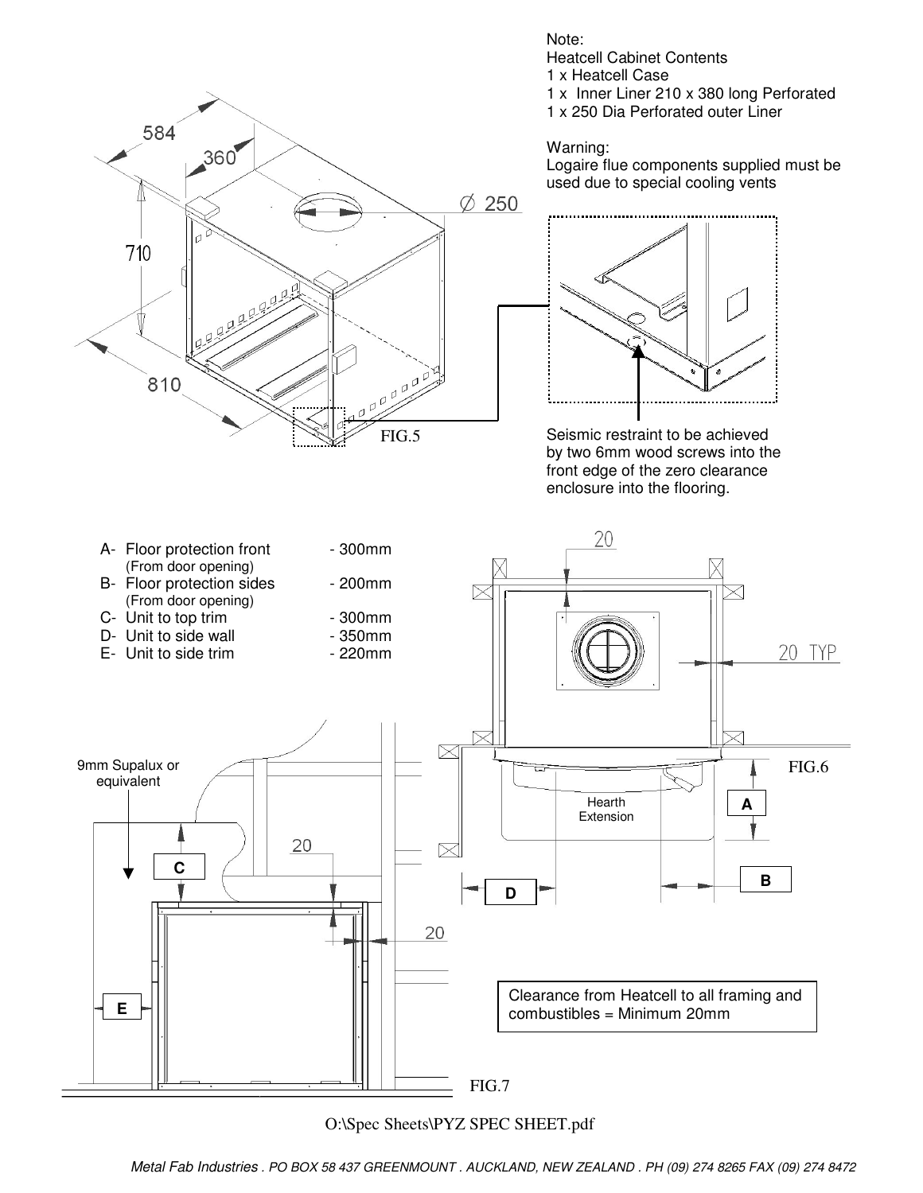Note:
Heatcell Cabinet Contents
1 x Heatcell Case
1 x Inner Liner 210 x 380 long Perforated
1 x 250 Dia Perforated outer Liner

Warning:
Logaire flue components supplied must be used due to special cooling vents

584
360
710
810
Ø 250

FIG.5

Seismic restraint to be achieved by two 6mm wood screws into the front edge of the zero clearance enclosure into the flooring.

A- Floor protection front (From door opening) - 300mm
B- Floor protection sides (From door opening) - 200mm
C- Unit to top trim - 300mm
D- Unit to side wall - 350mm
E- Unit to side trim - 220mm

20
20 TYP
Hearth Extension
A
B
D

FIG.6

9mm Supalux or equivalent
C
20
20
E

Clearance from Heatcell to all framing and combustibles = Minimum 20mm

FIG.7

O:\Spec Sheets\PYZ SPEC SHEET.pdf

*Metal Fab Industries . PO BOX 58 437 GREENMOUNT . AUCKLAND, NEW ZEALAND . PH (09) 274 8265 FAX (09) 274 8472*